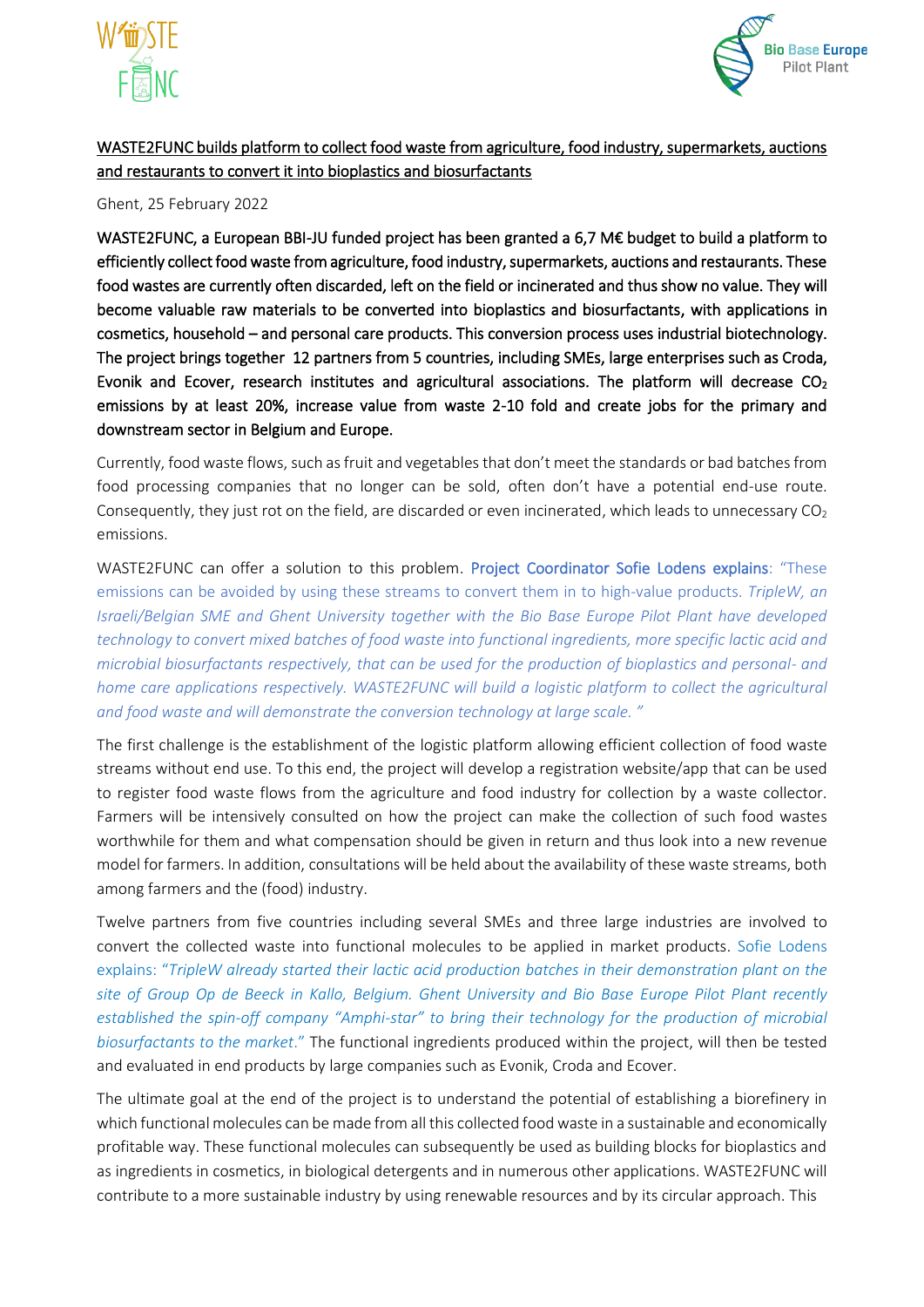<u>WASTE2FUNC builds platform to collect food waste from agriculture, food industry, supermarkets, auctions and restaurants to convert it into bioplastics and biosurfactants</u>

Ghent, 25 February 2022

**WASTE2FUNC, a European BBI-JU funded project has been granted a 6,7 M€ budget to build a platform to efficiently collect food waste from agriculture, food industry, supermarkets, auctions and restaurants. These food wastes are currently often discarded, left on the field or incinerated and thus show no value. They will become valuable raw materials to be converted into bioplastics and biosurfactants, with applications in cosmetics, household – and personal care products. This conversion process uses industrial biotechnology. The project brings together 12 partners from 5 countries, including SMEs, large enterprises such as Croda, Evonik and Ecover, research institutes and agricultural associations. The platform will decrease $CO_2$ emissions by at least 20%, increase value from waste 2-10 fold and create jobs for the primary and downstream sector in Belgium and Europe.**

Currently, food waste flows, such as fruit and vegetables that don't meet the standards or bad batches from food processing companies that no longer can be sold, often don't have a potential end-use route. Consequently, they just rot on the field, are discarded or even incinerated, which leads to unnecessary $CO_2$ emissions.

WASTE2FUNC can offer a solution to this problem. Project Coordinator Sofie Lodens explains: "These emissions can be avoided by using these streams to convert them in to high-value products. *TripleW, an Israeli/Belgian SME and Ghent University together with the Bio Base Europe Pilot Plant have developed technology to convert mixed batches of food waste into functional ingredients, more specific lactic acid and microbial biosurfactants respectively, that can be used for the production of bioplastics and personal- and home care applications respectively. WASTE2FUNC will build a logistic platform to collect the agricultural and food waste and will demonstrate the conversion technology at large scale.* "

The first challenge is the establishment of the logistic platform allowing efficient collection of food waste streams without end use. To this end, the project will develop a registration website/app that can be used to register food waste flows from the agriculture and food industry for collection by a waste collector. Farmers will be intensively consulted on how the project can make the collection of such food wastes worthwhile for them and what compensation should be given in return and thus look into a new revenue model for farmers. In addition, consultations will be held about the availability of these waste streams, both among farmers and the (food) industry.

Twelve partners from five countries including several SMEs and three large industries are involved to convert the collected waste into functional molecules to be applied in market products. Sofie Lodens explains: "*TripleW already started their lactic acid production batches in their demonstration plant on the site of Group Op de Beeck in Kallo, Belgium. Ghent University and Bio Base Europe Pilot Plant recently established the spin-off company "Amphi-star" to bring their technology for the production of microbial biosurfactants to the market*." The functional ingredients produced within the project, will then be tested and evaluated in end products by large companies such as Evonik, Croda and Ecover.

The ultimate goal at the end of the project is to understand the potential of establishing a biorefinery in which functional molecules can be made from all this collected food waste in a sustainable and economically profitable way. These functional molecules can subsequently be used as building blocks for bioplastics and as ingredients in cosmetics, in biological detergents and in numerous other applications. WASTE2FUNC will contribute to a more sustainable industry by using renewable resources and by its circular approach. This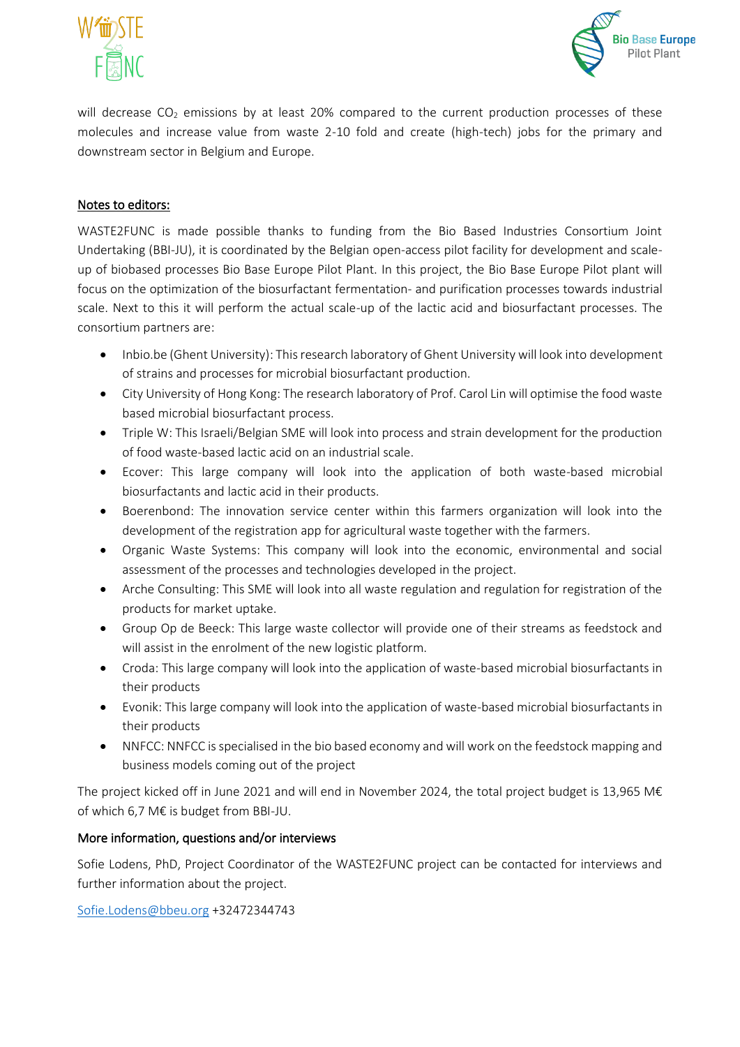will decrease $CO_2$ emissions by at least 20% compared to the current production processes of these molecules and increase value from waste 2-10 fold and create (high-tech) jobs for the primary and downstream sector in Belgium and Europe.

## Notes to editors:

WASTE2FUNC is made possible thanks to funding from the Bio Based Industries Consortium Joint Undertaking (BBI-JU), it is coordinated by the Belgian open-access pilot facility for development and scale-up of biobased processes Bio Base Europe Pilot Plant. In this project, the Bio Base Europe Pilot plant will focus on the optimization of the biosurfactant fermentation- and purification processes towards industrial scale. Next to this it will perform the actual scale-up of the lactic acid and biosurfactant processes. The consortium partners are:

- Inbio.be (Ghent University): This research laboratory of Ghent University will look into development of strains and processes for microbial biosurfactant production.
- City University of Hong Kong: The research laboratory of Prof. Carol Lin will optimise the food waste based microbial biosurfactant process.
- Triple W: This Israeli/Belgian SME will look into process and strain development for the production of food waste-based lactic acid on an industrial scale.
- Ecover: This large company will look into the application of both waste-based microbial biosurfactants and lactic acid in their products.
- Boerenbond: The innovation service center within this farmers organization will look into the development of the registration app for agricultural waste together with the farmers.
- Organic Waste Systems: This company will look into the economic, environmental and social assessment of the processes and technologies developed in the project.
- Arche Consulting: This SME will look into all waste regulation and regulation for registration of the products for market uptake.
- Group Op de Beeck: This large waste collector will provide one of their streams as feedstock and will assist in the enrolment of the new logistic platform.
- Croda: This large company will look into the application of waste-based microbial biosurfactants in their products
- Evonik: This large company will look into the application of waste-based microbial biosurfactants in their products
- NNFCC: NNFCC is specialised in the bio based economy and will work on the feedstock mapping and business models coming out of the project

The project kicked off in June 2021 and will end in November 2024, the total project budget is 13,965 M€ of which 6,7 M€ is budget from BBI-JU.

### More information, questions and/or interviews

Sofie Lodens, PhD, Project Coordinator of the WASTE2FUNC project can be contacted for interviews and further information about the project.

Sofie.Lodens@bbeu.org +32472344743